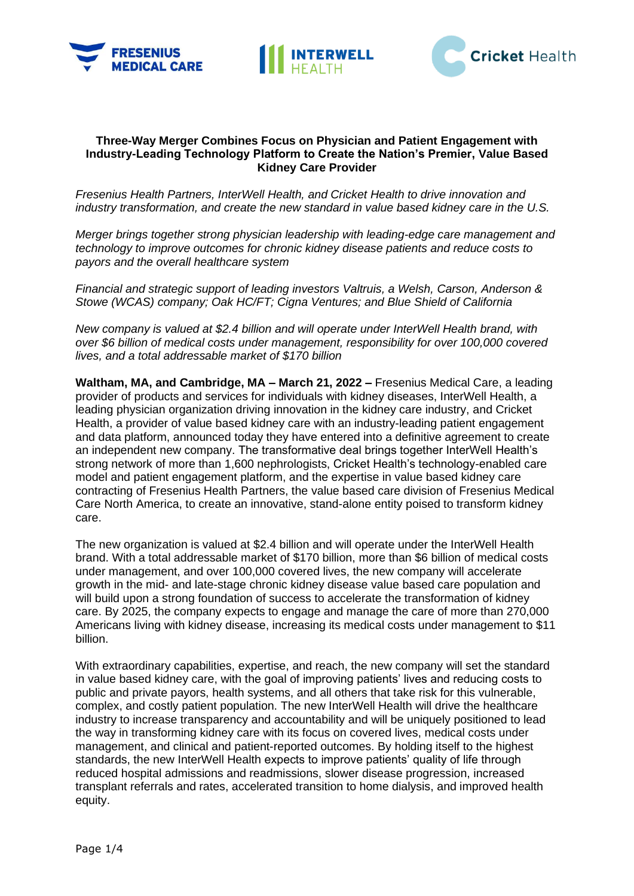# Three-Way Merger Combines Focus on Physician and Patient Engagement with Industry-Leading Technology Platform to Create the Nation's Premier, Value Based Kidney Care Provider

*Fresenius Health Partners, InterWell Health, and Cricket Health to drive innovation and industry transformation, and create the new standard in value based kidney care in the U.S.*

*Merger brings together strong physician leadership with leading-edge care management and technology to improve outcomes for chronic kidney disease patients and reduce costs to payors and the overall healthcare system*

*Financial and strategic support of leading investors Valtruis, a Welsh, Carson, Anderson & Stowe (WCAS) company; Oak HC/FT; Cigna Ventures; and Blue Shield of California*

*New company is valued at $2.4 billion and will operate under InterWell Health brand, with over $6 billion of medical costs under management, responsibility for over 100,000 covered lives, and a total addressable market of $170 billion*

**Waltham, MA, and Cambridge, MA – March 21, 2022 –** Fresenius Medical Care, a leading provider of products and services for individuals with kidney diseases, InterWell Health, a leading physician organization driving innovation in the kidney care industry, and Cricket Health, a provider of value based kidney care with an industry-leading patient engagement and data platform, announced today they have entered into a definitive agreement to create an independent new company. The transformative deal brings together InterWell Health's strong network of more than 1,600 nephrologists, Cricket Health's technology-enabled care model and patient engagement platform, and the expertise in value based kidney care contracting of Fresenius Health Partners, the value based care division of Fresenius Medical Care North America, to create an innovative, stand-alone entity poised to transform kidney care.

The new organization is valued at $2.4 billion and will operate under the InterWell Health brand. With a total addressable market of $170 billion, more than $6 billion of medical costs under management, and over 100,000 covered lives, the new company will accelerate growth in the mid- and late-stage chronic kidney disease value based care population and will build upon a strong foundation of success to accelerate the transformation of kidney care. By 2025, the company expects to engage and manage the care of more than 270,000 Americans living with kidney disease, increasing its medical costs under management to $11 billion.

With extraordinary capabilities, expertise, and reach, the new company will set the standard in value based kidney care, with the goal of improving patients' lives and reducing costs to public and private payors, health systems, and all others that take risk for this vulnerable, complex, and costly patient population. The new InterWell Health will drive the healthcare industry to increase transparency and accountability and will be uniquely positioned to lead the way in transforming kidney care with its focus on covered lives, medical costs under management, and clinical and patient-reported outcomes. By holding itself to the highest standards, the new InterWell Health expects to improve patients' quality of life through reduced hospital admissions and readmissions, slower disease progression, increased transplant referrals and rates, accelerated transition to home dialysis, and improved health equity.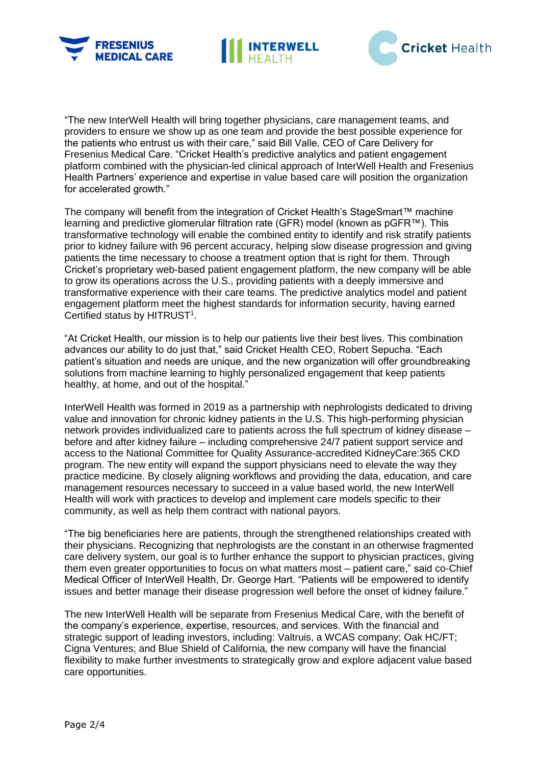"The new InterWell Health will bring together physicians, care management teams, and providers to ensure we show up as one team and provide the best possible experience for the patients who entrust us with their care," said Bill Valle, CEO of Care Delivery for Fresenius Medical Care. "Cricket Health's predictive analytics and patient engagement platform combined with the physician-led clinical approach of InterWell Health and Fresenius Health Partners' experience and expertise in value based care will position the organization for accelerated growth."

The company will benefit from the integration of Cricket Health's StageSmart™ machine learning and predictive glomerular filtration rate (GFR) model (known as pGFR™). This transformative technology will enable the combined entity to identify and risk stratify patients prior to kidney failure with 96 percent accuracy, helping slow disease progression and giving patients the time necessary to choose a treatment option that is right for them. Through Cricket's proprietary web-based patient engagement platform, the new company will be able to grow its operations across the U.S., providing patients with a deeply immersive and transformative experience with their care teams. The predictive analytics model and patient engagement platform meet the highest standards for information security, having earned Certified status by HITRUST[1].

"At Cricket Health, our mission is to help our patients live their best lives. This combination advances our ability to do just that," said Cricket Health CEO, Robert Sepucha. "Each patient's situation and needs are unique, and the new organization will offer groundbreaking solutions from machine learning to highly personalized engagement that keep patients healthy, at home, and out of the hospital."

InterWell Health was formed in 2019 as a partnership with nephrologists dedicated to driving value and innovation for chronic kidney patients in the U.S. This high-performing physician network provides individualized care to patients across the full spectrum of kidney disease – before and after kidney failure – including comprehensive 24/7 patient support service and access to the National Committee for Quality Assurance-accredited KidneyCare:365 CKD program. The new entity will expand the support physicians need to elevate the way they practice medicine. By closely aligning workflows and providing the data, education, and care management resources necessary to succeed in a value based world, the new InterWell Health will work with practices to develop and implement care models specific to their community, as well as help them contract with national payors.

"The big beneficiaries here are patients, through the strengthened relationships created with their physicians. Recognizing that nephrologists are the constant in an otherwise fragmented care delivery system, our goal is to further enhance the support to physician practices, giving them even greater opportunities to focus on what matters most – patient care," said co-Chief Medical Officer of InterWell Health, Dr. George Hart. "Patients will be empowered to identify issues and better manage their disease progression well before the onset of kidney failure."

The new InterWell Health will be separate from Fresenius Medical Care, with the benefit of the company's experience, expertise, resources, and services. With the financial and strategic support of leading investors, including: Valtruis, a WCAS company; Oak HC/FT; Cigna Ventures; and Blue Shield of California, the new company will have the financial flexibility to make further investments to strategically grow and explore adjacent value based care opportunities.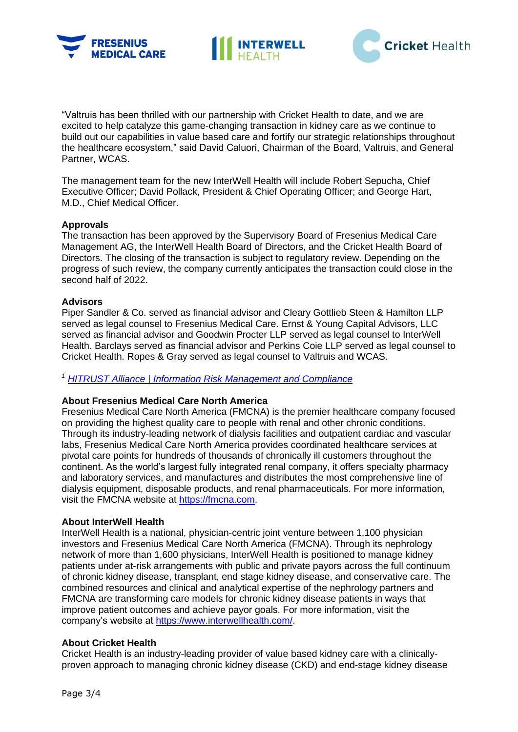"Valtruis has been thrilled with our partnership with Cricket Health to date, and we are excited to help catalyze this game-changing transaction in kidney care as we continue to build out our capabilities in value based care and fortify our strategic relationships throughout the healthcare ecosystem," said David Caluori, Chairman of the Board, Valtruis, and General Partner, WCAS.

The management team for the new InterWell Health will include Robert Sepucha, Chief Executive Officer; David Pollack, President & Chief Operating Officer; and George Hart, M.D., Chief Medical Officer.

**Approvals**
The transaction has been approved by the Supervisory Board of Fresenius Medical Care Management AG, the InterWell Health Board of Directors, and the Cricket Health Board of Directors. The closing of the transaction is subject to regulatory review. Depending on the progress of such review, the company currently anticipates the transaction could close in the second half of 2022.

**Advisors**
Piper Sandler & Co. served as financial advisor and Cleary Gottlieb Steen & Hamilton LLP served as legal counsel to Fresenius Medical Care. Ernst & Young Capital Advisors, LLC served as financial advisor and Goodwin Procter LLP served as legal counsel to InterWell Health. Barclays served as financial advisor and Perkins Coie LLP served as legal counsel to Cricket Health. Ropes & Gray served as legal counsel to Valtruis and WCAS.

[1] *HITRUST Alliance | Information Risk Management and Compliance*

**About Fresenius Medical Care North America**
Fresenius Medical Care North America (FMCNA) is the premier healthcare company focused on providing the highest quality care to people with renal and other chronic conditions. Through its industry-leading network of dialysis facilities and outpatient cardiac and vascular labs, Fresenius Medical Care North America provides coordinated healthcare services at pivotal care points for hundreds of thousands of chronically ill customers throughout the continent. As the world's largest fully integrated renal company, it offers specialty pharmacy and laboratory services, and manufactures and distributes the most comprehensive line of dialysis equipment, disposable products, and renal pharmaceuticals. For more information, visit the FMCNA website at https://fmcna.com.

**About InterWell Health**
InterWell Health is a national, physician-centric joint venture between 1,100 physician investors and Fresenius Medical Care North America (FMCNA). Through its nephrology network of more than 1,600 physicians, InterWell Health is positioned to manage kidney patients under at-risk arrangements with public and private payors across the full continuum of chronic kidney disease, transplant, end stage kidney disease, and conservative care. The combined resources and clinical and analytical expertise of the nephrology partners and FMCNA are transforming care models for chronic kidney disease patients in ways that improve patient outcomes and achieve payor goals. For more information, visit the company's website at https://www.interwellhealth.com/.

**About Cricket Health**
Cricket Health is an industry-leading provider of value based kidney care with a clinically-proven approach to managing chronic kidney disease (CKD) and end-stage kidney disease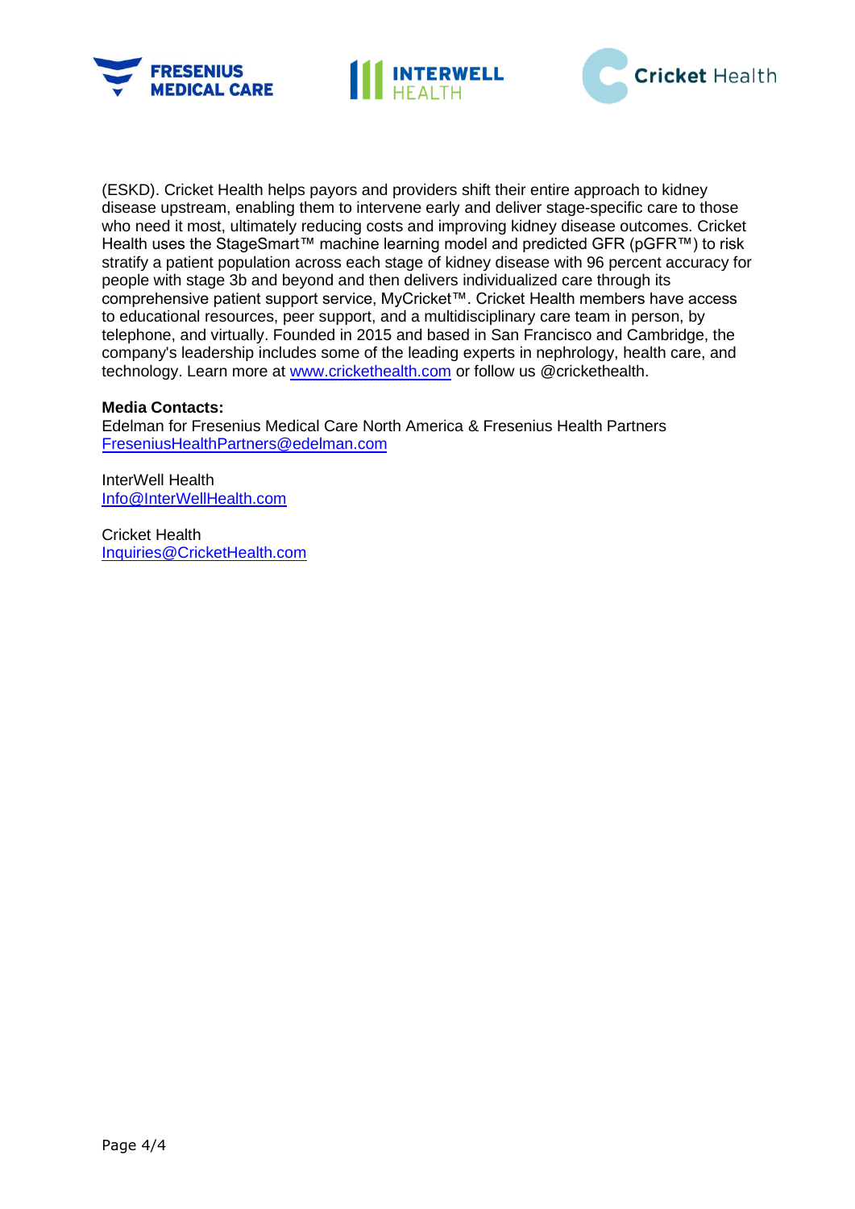(ESKD). Cricket Health helps payors and providers shift their entire approach to kidney disease upstream, enabling them to intervene early and deliver stage-specific care to those who need it most, ultimately reducing costs and improving kidney disease outcomes. Cricket Health uses the StageSmart™ machine learning model and predicted GFR (pGFR™) to risk stratify a patient population across each stage of kidney disease with 96 percent accuracy for people with stage 3b and beyond and then delivers individualized care through its comprehensive patient support service, MyCricket™. Cricket Health members have access to educational resources, peer support, and a multidisciplinary care team in person, by telephone, and virtually. Founded in 2015 and based in San Francisco and Cambridge, the company's leadership includes some of the leading experts in nephrology, health care, and technology. Learn more at www.crickethealth.com or follow us @crickethealth.

**Media Contacts:**
Edelman for Fresenius Medical Care North America & Fresenius Health Partners
FreseniusHealthPartners@edelman.com

InterWell Health
Info@InterWellHealth.com

Cricket Health
Inquiries@CricketHealth.com